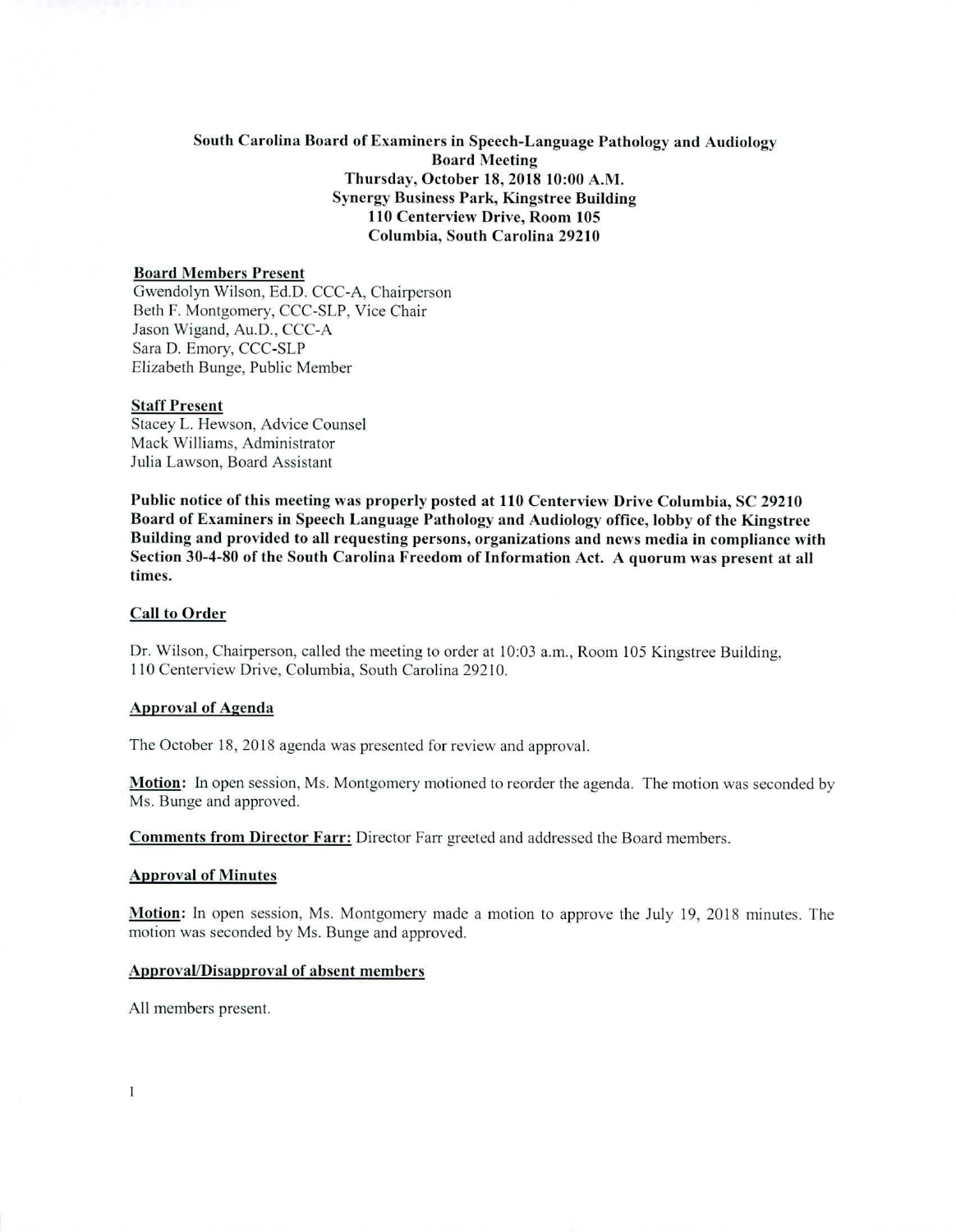**South Carolina Board of Examiners in Speech-Language Pathology and Audiology**
**Board Meeting**
**Thursday, October 18, 2018 10:00 A.M.**
**Synergy Business Park, Kingstree Building**
**110 Centerview Drive, Room 105**
**Columbia, South Carolina 29210**

**Board Members Present**

Gwendolyn Wilson, Ed.D. CCC-A, Chairperson
Beth F. Montgomery, CCC-SLP, Vice Chair
Jason Wigand, Au.D., CCC-A
Sara D. Emory, CCC-SLP
Elizabeth Bunge, Public Member

**Staff Present**

Stacey L. Hewson, Advice Counsel
Mack Williams, Administrator
Julia Lawson, Board Assistant

**Public notice of this meeting was properly posted at 110 Centerview Drive Columbia, SC 29210 Board of Examiners in Speech Language Pathology and Audiology office, lobby of the Kingstree Building and provided to all requesting persons, organizations and news media in compliance with Section 30-4-80 of the South Carolina Freedom of Information Act. A quorum was present at all times.**

**Call to Order**

Dr. Wilson, Chairperson, called the meeting to order at 10:03 a.m., Room 105 Kingstree Building, 110 Centerview Drive, Columbia, South Carolina 29210.

**Approval of Agenda**

The October 18, 2018 agenda was presented for review and approval.

**Motion:** In open session, Ms. Montgomery motioned to reorder the agenda. The motion was seconded by Ms. Bunge and approved.

**Comments from Director Farr:** Director Farr greeted and addressed the Board members.

**Approval of Minutes**

**Motion:** In open session, Ms. Montgomery made a motion to approve the July 19, 2018 minutes. The motion was seconded by Ms. Bunge and approved.

**Approval/Disapproval of absent members**

All members present.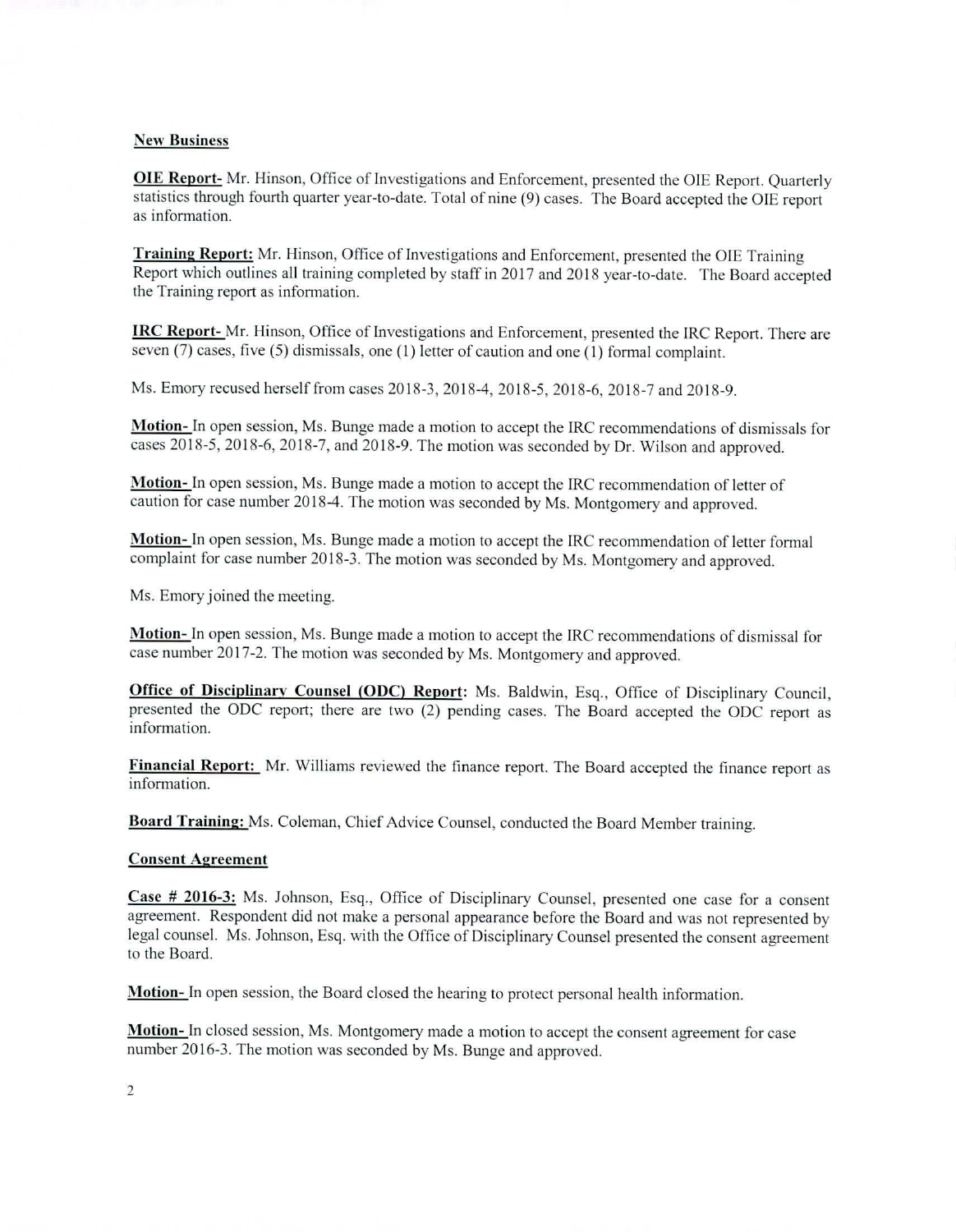**New Business**

**OIE Report-** Mr. Hinson, Office of Investigations and Enforcement, presented the OIE Report. Quarterly statistics through fourth quarter year-to-date. Total of nine (9) cases. The Board accepted the OIE report as information.

**Training Report:** Mr. Hinson, Office of Investigations and Enforcement, presented the OIE Training Report which outlines all training completed by staff in 2017 and 2018 year-to-date. The Board accepted the Training report as information.

**IRC Report-** Mr. Hinson, Office of Investigations and Enforcement, presented the IRC Report. There are seven (7) cases, five (5) dismissals, one (1) letter of caution and one (1) formal complaint.

Ms. Emory recused herself from cases 2018-3, 2018-4, 2018-5, 2018-6, 2018-7 and 2018-9.

**Motion-** In open session, Ms. Bunge made a motion to accept the IRC recommendations of dismissals for cases 2018-5, 2018-6, 2018-7, and 2018-9. The motion was seconded by Dr. Wilson and approved.

**Motion-** In open session, Ms. Bunge made a motion to accept the IRC recommendation of letter of caution for case number 2018-4. The motion was seconded by Ms. Montgomery and approved.

**Motion-** In open session, Ms. Bunge made a motion to accept the IRC recommendation of letter formal complaint for case number 2018-3. The motion was seconded by Ms. Montgomery and approved.

Ms. Emory joined the meeting.

**Motion-** In open session, Ms. Bunge made a motion to accept the IRC recommendations of dismissal for case number 2017-2. The motion was seconded by Ms. Montgomery and approved.

**Office of Disciplinary Counsel (ODC) Report:** Ms. Baldwin, Esq., Office of Disciplinary Council, presented the ODC report; there are two (2) pending cases. The Board accepted the ODC report as information.

**Financial Report:** Mr. Williams reviewed the finance report. The Board accepted the finance report as information.

**Board Training:** Ms. Coleman, Chief Advice Counsel, conducted the Board Member training.

**Consent Agreement**

**Case # 2016-3:** Ms. Johnson, Esq., Office of Disciplinary Counsel, presented one case for a consent agreement. Respondent did not make a personal appearance before the Board and was not represented by legal counsel. Ms. Johnson, Esq. with the Office of Disciplinary Counsel presented the consent agreement to the Board.

**Motion-** In open session, the Board closed the hearing to protect personal health information.

**Motion-** In closed session, Ms. Montgomery made a motion to accept the consent agreement for case number 2016-3. The motion was seconded by Ms. Bunge and approved.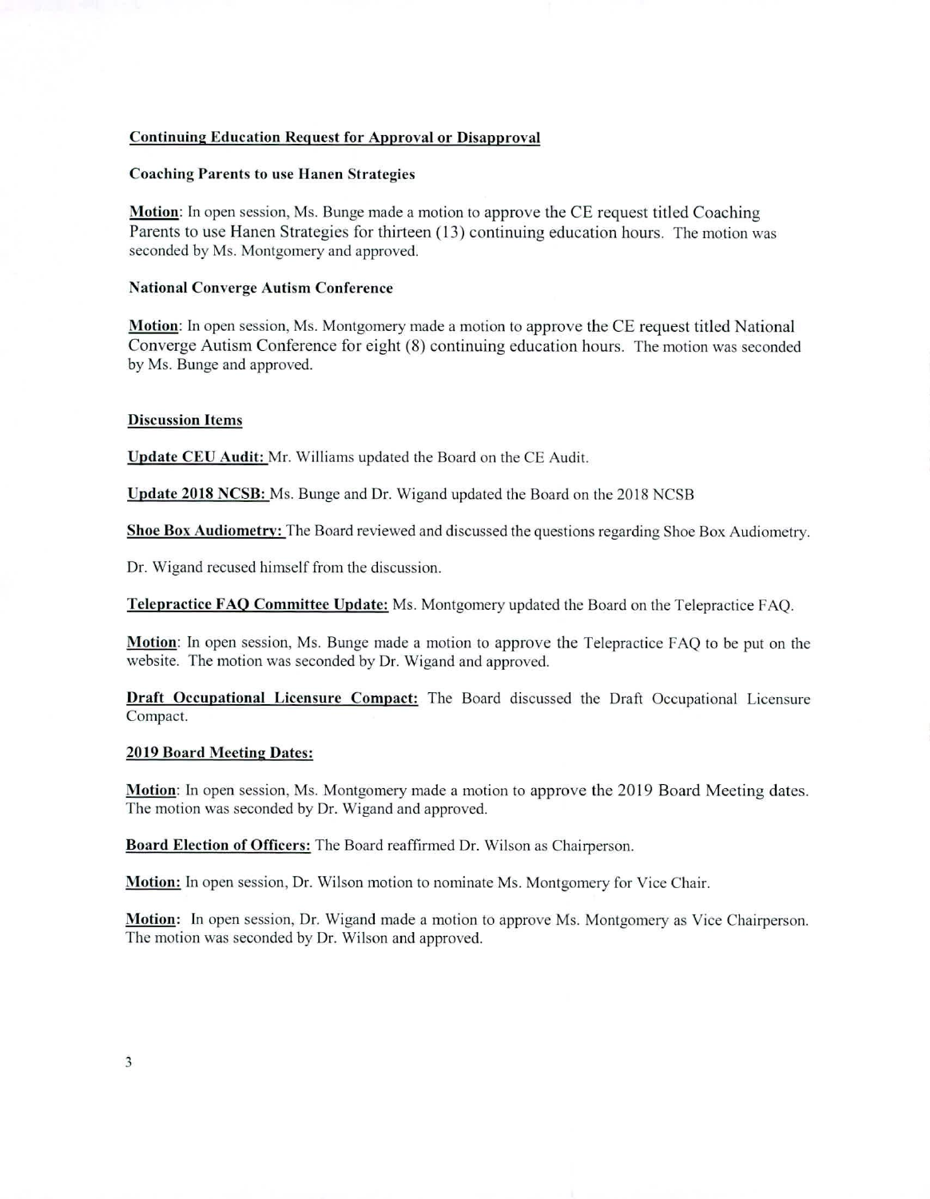**Continuing Education Request for Approval or Disapproval**

**Coaching Parents to use Hanen Strategies**

**Motion**: In open session, Ms. Bunge made a motion to approve the CE request titled Coaching Parents to use Hanen Strategies for thirteen (13) continuing education hours. The motion was seconded by Ms. Montgomery and approved.

**National Converge Autism Conference**

**Motion**: In open session, Ms. Montgomery made a motion to approve the CE request titled National Converge Autism Conference for eight (8) continuing education hours. The motion was seconded by Ms. Bunge and approved.

**Discussion Items**

**Update CEU Audit:** Mr. Williams updated the Board on the CE Audit.

**Update 2018 NCSB:** Ms. Bunge and Dr. Wigand updated the Board on the 2018 NCSB

**Shoe Box Audiometry:** The Board reviewed and discussed the questions regarding Shoe Box Audiometry.

Dr. Wigand recused himself from the discussion.

**Telepractice FAQ Committee Update:** Ms. Montgomery updated the Board on the Telepractice FAQ.

**Motion**: In open session, Ms. Bunge made a motion to approve the Telepractice FAQ to be put on the website. The motion was seconded by Dr. Wigand and approved.

**Draft Occupational Licensure Compact:** The Board discussed the Draft Occupational Licensure Compact.

**2019 Board Meeting Dates:**

**Motion**: In open session, Ms. Montgomery made a motion to approve the 2019 Board Meeting dates. The motion was seconded by Dr. Wigand and approved.

**Board Election of Officers:** The Board reaffirmed Dr. Wilson as Chairperson.

**Motion:** In open session, Dr. Wilson motion to nominate Ms. Montgomery for Vice Chair.

**Motion**: In open session, Dr. Wigand made a motion to approve Ms. Montgomery as Vice Chairperson. The motion was seconded by Dr. Wilson and approved.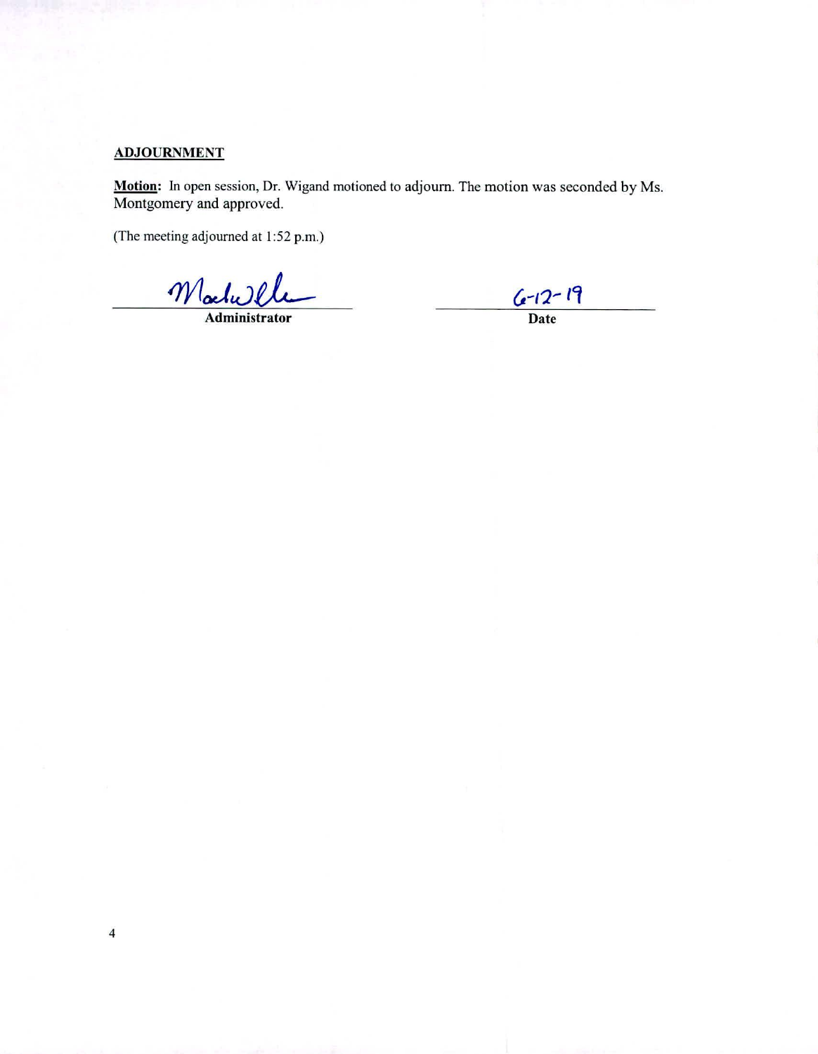**ADJOURNMENT**

**Motion:** In open session, Dr. Wigand motioned to adjourn. The motion was seconded by Ms. Montgomery and approved.

(The meeting adjourned at 1:52 p.m.)

Administrator

6-12-19

Date